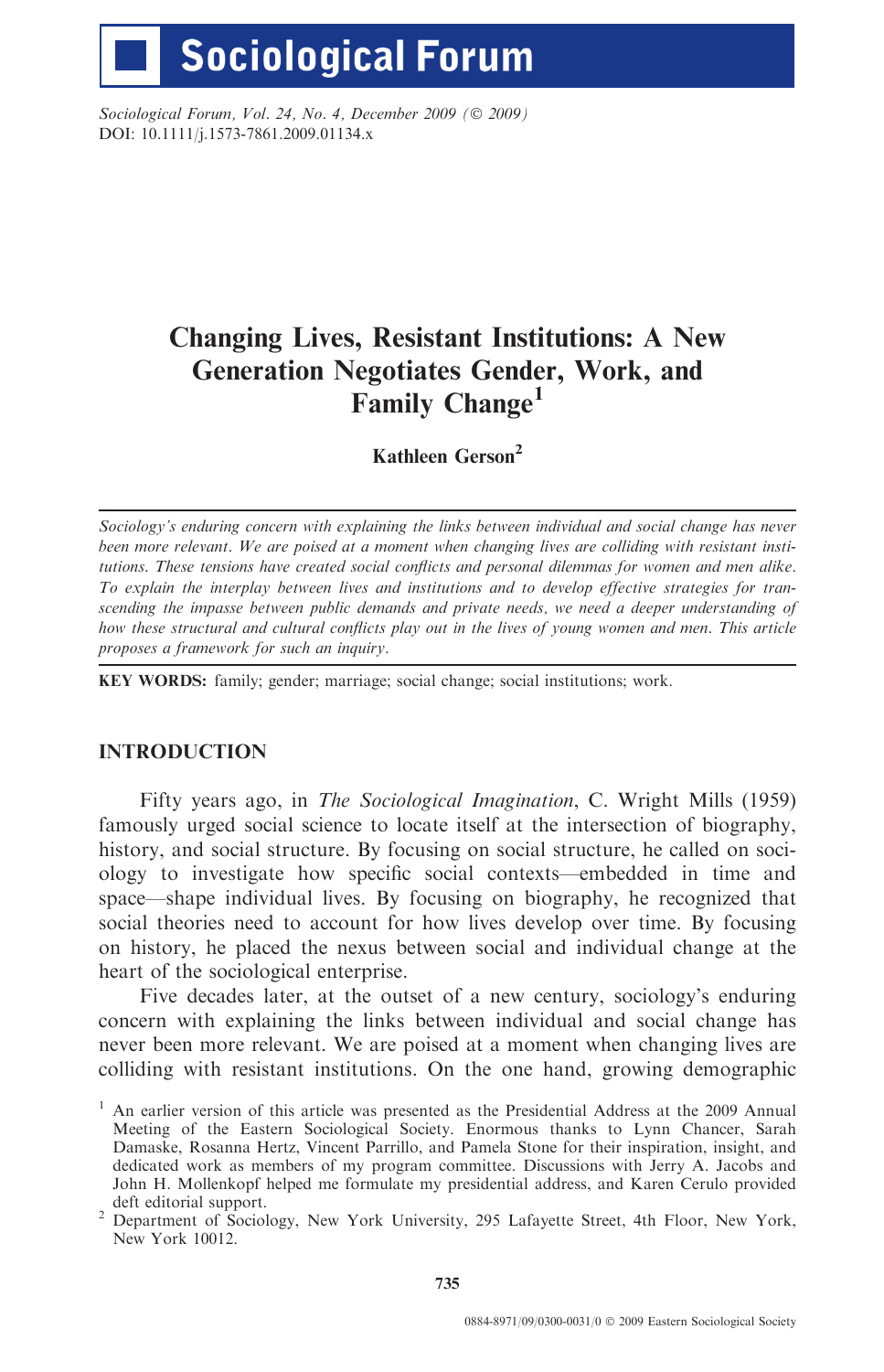Sociological Forum

*Sociological Forum, Vol. 24, No. 4, December 2009 (© 2009)*
DOI: 10.1111/j.1573-7861.2009.01134.x

# Changing Lives, Resistant Institutions: A New Generation Negotiates Gender, Work, and Family Change[1]

**Kathleen Gerson**[2]

*Sociology's enduring concern with explaining the links between individual and social change has never been more relevant. We are poised at a moment when changing lives are colliding with resistant institutions. These tensions have created social conflicts and personal dilemmas for women and men alike. To explain the interplay between lives and institutions and to develop effective strategies for transcending the impasse between public demands and private needs, we need a deeper understanding of how these structural and cultural conflicts play out in the lives of young women and men. This article proposes a framework for such an inquiry.*

**KEY WORDS:** family; gender; marriage; social change; social institutions; work.

## INTRODUCTION

Fifty years ago, in *The Sociological Imagination*, C. Wright Mills (1959) famously urged social science to locate itself at the intersection of biography, history, and social structure. By focusing on social structure, he called on sociology to investigate how specific social contexts—embedded in time and space—shape individual lives. By focusing on biography, he recognized that social theories need to account for how lives develop over time. By focusing on history, he placed the nexus between social and individual change at the heart of the sociological enterprise.

Five decades later, at the outset of a new century, sociology's enduring concern with explaining the links between individual and social change has never been more relevant. We are poised at a moment when changing lives are colliding with resistant institutions. On the one hand, growing demographic

[1] An earlier version of this article was presented as the Presidential Address at the 2009 Annual Meeting of the Eastern Sociological Society. Enormous thanks to Lynn Chancer, Sarah Damaske, Rosanna Hertz, Vincent Parrillo, and Pamela Stone for their inspiration, insight, and dedicated work as members of my program committee. Discussions with Jerry A. Jacobs and John H. Mollenkopf helped me formulate my presidential address, and Karen Cerulo provided deft editorial support.

[2] Department of Sociology, New York University, 295 Lafayette Street, 4th Floor, New York, New York 10012.

0884-8971/09/0300-0031/0 © 2009 Eastern Sociological Society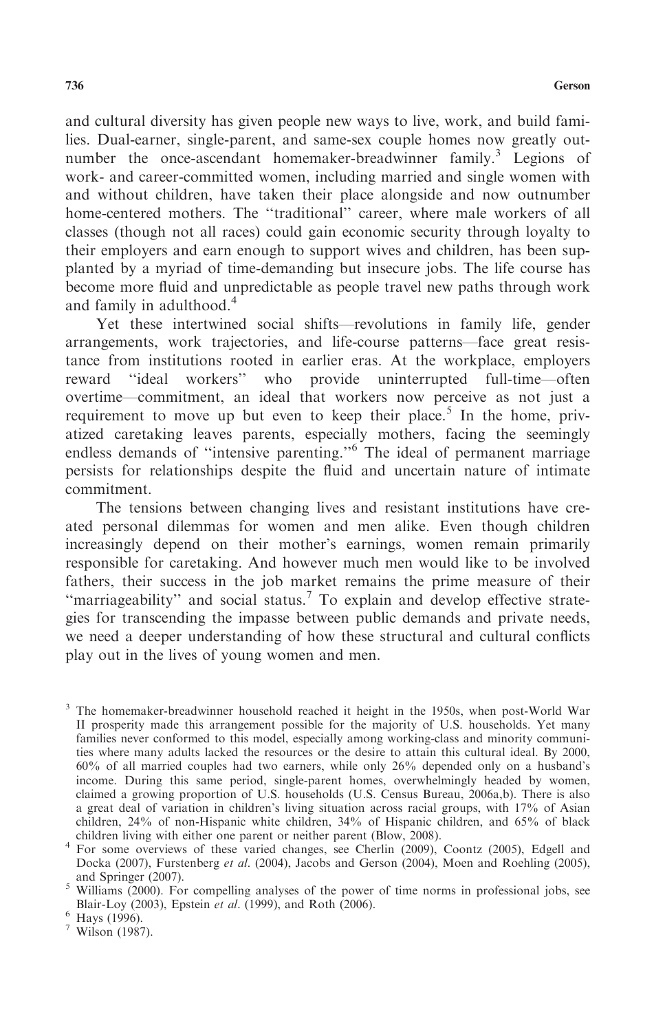and cultural diversity has given people new ways to live, work, and build families. Dual-earner, single-parent, and same-sex couple homes now greatly outnumber the once-ascendant homemaker-breadwinner family.[3] Legions of work- and career-committed women, including married and single women with and without children, have taken their place alongside and now outnumber home-centered mothers. The "traditional" career, where male workers of all classes (though not all races) could gain economic security through loyalty to their employers and earn enough to support wives and children, has been supplanted by a myriad of time-demanding but insecure jobs. The life course has become more fluid and unpredictable as people travel new paths through work and family in adulthood.[4]

Yet these intertwined social shifts—revolutions in family life, gender arrangements, work trajectories, and life-course patterns—face great resistance from institutions rooted in earlier eras. At the workplace, employers reward "ideal workers" who provide uninterrupted full-time—often overtime—commitment, an ideal that workers now perceive as not just a requirement to move up but even to keep their place.[5] In the home, privatized caretaking leaves parents, especially mothers, facing the seemingly endless demands of "intensive parenting."[6] The ideal of permanent marriage persists for relationships despite the fluid and uncertain nature of intimate commitment.

The tensions between changing lives and resistant institutions have created personal dilemmas for women and men alike. Even though children increasingly depend on their mother's earnings, women remain primarily responsible for caretaking. And however much men would like to be involved fathers, their success in the job market remains the prime measure of their "marriageability" and social status.[7] To explain and develop effective strategies for transcending the impasse between public demands and private needs, we need a deeper understanding of how these structural and cultural conflicts play out in the lives of young women and men.

[3] The homemaker-breadwinner household reached it height in the 1950s, when post-World War II prosperity made this arrangement possible for the majority of U.S. households. Yet many families never conformed to this model, especially among working-class and minority communities where many adults lacked the resources or the desire to attain this cultural ideal. By 2000, 60% of all married couples had two earners, while only 26% depended only on a husband's income. During this same period, single-parent homes, overwhelmingly headed by women, claimed a growing proportion of U.S. households (U.S. Census Bureau, 2006a,b). There is also a great deal of variation in children's living situation across racial groups, with 17% of Asian children, 24% of non-Hispanic white children, 34% of Hispanic children, and 65% of black children living with either one parent or neither parent (Blow, 2008).

[4] For some overviews of these varied changes, see Cherlin (2009), Coontz (2005), Edgell and Docka (2007), Furstenberg *et al*. (2004), Jacobs and Gerson (2004), Moen and Roehling (2005), and Springer (2007).

[5] Williams (2000). For compelling analyses of the power of time norms in professional jobs, see Blair-Loy (2003), Epstein *et al*. (1999), and Roth (2006).

[6] Hays (1996).

[7] Wilson (1987).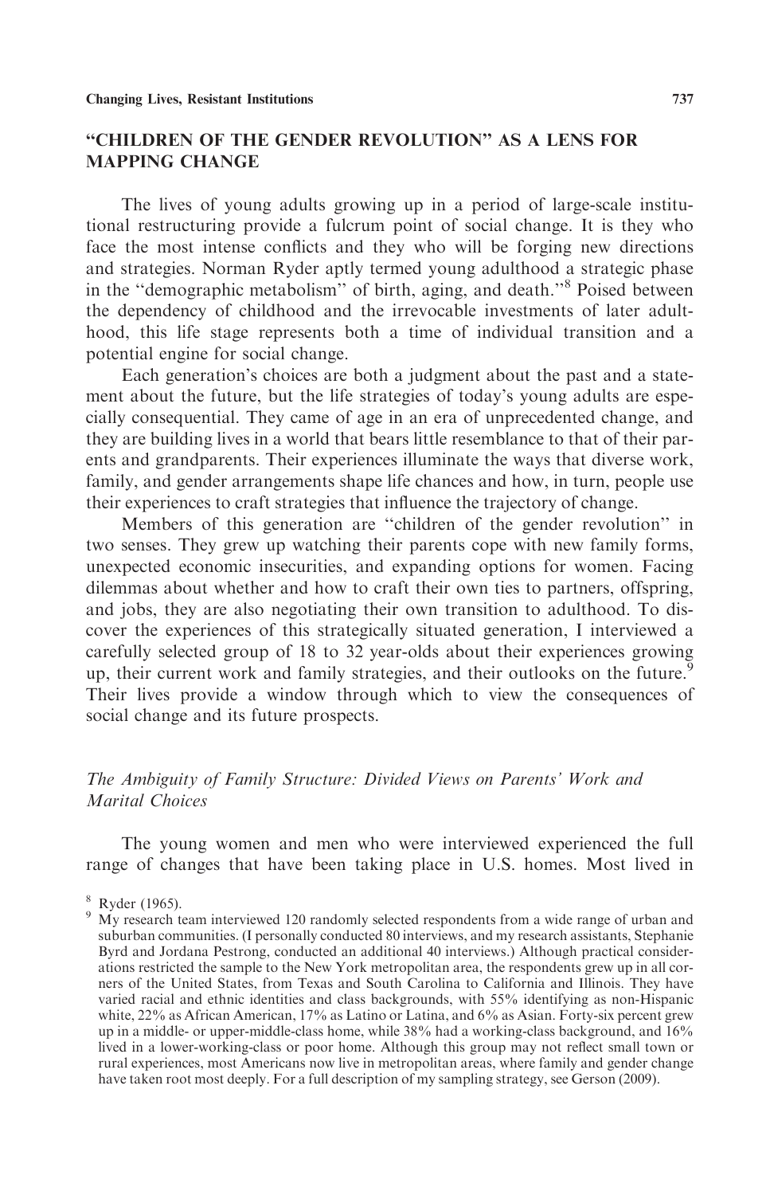## "CHILDREN OF THE GENDER REVOLUTION" AS A LENS FOR MAPPING CHANGE

The lives of young adults growing up in a period of large-scale institutional restructuring provide a fulcrum point of social change. It is they who face the most intense conflicts and they who will be forging new directions and strategies. Norman Ryder aptly termed young adulthood a strategic phase in the "demographic metabolism" of birth, aging, and death."[8] Poised between the dependency of childhood and the irrevocable investments of later adulthood, this life stage represents both a time of individual transition and a potential engine for social change.

Each generation's choices are both a judgment about the past and a statement about the future, but the life strategies of today's young adults are especially consequential. They came of age in an era of unprecedented change, and they are building lives in a world that bears little resemblance to that of their parents and grandparents. Their experiences illuminate the ways that diverse work, family, and gender arrangements shape life chances and how, in turn, people use their experiences to craft strategies that influence the trajectory of change.

Members of this generation are "children of the gender revolution" in two senses. They grew up watching their parents cope with new family forms, unexpected economic insecurities, and expanding options for women. Facing dilemmas about whether and how to craft their own ties to partners, offspring, and jobs, they are also negotiating their own transition to adulthood. To discover the experiences of this strategically situated generation, I interviewed a carefully selected group of 18 to 32 year-olds about their experiences growing up, their current work and family strategies, and their outlooks on the future.[9] Their lives provide a window through which to view the consequences of social change and its future prospects.

### *The Ambiguity of Family Structure: Divided Views on Parents' Work and Marital Choices*

The young women and men who were interviewed experienced the full range of changes that have been taking place in U.S. homes. Most lived in

[8] Ryder (1965).

[9] My research team interviewed 120 randomly selected respondents from a wide range of urban and suburban communities. (I personally conducted 80 interviews, and my research assistants, Stephanie Byrd and Jordana Pestrong, conducted an additional 40 interviews.) Although practical considerations restricted the sample to the New York metropolitan area, the respondents grew up in all corners of the United States, from Texas and South Carolina to California and Illinois. They have varied racial and ethnic identities and class backgrounds, with 55% identifying as non-Hispanic white, 22% as African American, 17% as Latino or Latina, and 6% as Asian. Forty-six percent grew up in a middle- or upper-middle-class home, while 38% had a working-class background, and 16% lived in a lower-working-class or poor home. Although this group may not reflect small town or rural experiences, most Americans now live in metropolitan areas, where family and gender change have taken root most deeply. For a full description of my sampling strategy, see Gerson (2009).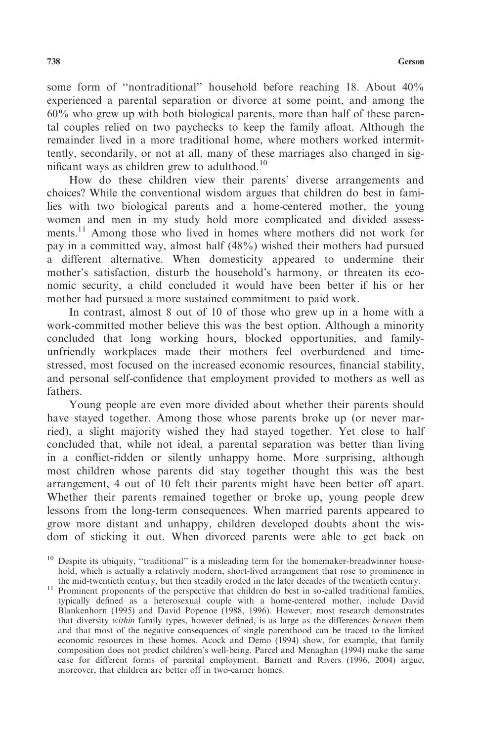some form of "nontraditional" household before reaching 18. About 40% experienced a parental separation or divorce at some point, and among the 60% who grew up with both biological parents, more than half of these parental couples relied on two paychecks to keep the family afloat. Although the remainder lived in a more traditional home, where mothers worked intermittently, secondarily, or not at all, many of these marriages also changed in significant ways as children grew to adulthood.[10]

How do these children view their parents' diverse arrangements and choices? While the conventional wisdom argues that children do best in families with two biological parents and a home-centered mother, the young women and men in my study hold more complicated and divided assessments.[11] Among those who lived in homes where mothers did not work for pay in a committed way, almost half (48%) wished their mothers had pursued a different alternative. When domesticity appeared to undermine their mother's satisfaction, disturb the household's harmony, or threaten its economic security, a child concluded it would have been better if his or her mother had pursued a more sustained commitment to paid work.

In contrast, almost 8 out of 10 of those who grew up in a home with a work-committed mother believe this was the best option. Although a minority concluded that long working hours, blocked opportunities, and family-unfriendly workplaces made their mothers feel overburdened and time-stressed, most focused on the increased economic resources, financial stability, and personal self-confidence that employment provided to mothers as well as fathers.

Young people are even more divided about whether their parents should have stayed together. Among those whose parents broke up (or never married), a slight majority wished they had stayed together. Yet close to half concluded that, while not ideal, a parental separation was better than living in a conflict-ridden or silently unhappy home. More surprising, although most children whose parents did stay together thought this was the best arrangement, 4 out of 10 felt their parents might have been better off apart. Whether their parents remained together or broke up, young people drew lessons from the long-term consequences. When married parents appeared to grow more distant and unhappy, children developed doubts about the wisdom of sticking it out. When divorced parents were able to get back on

[10] Despite its ubiquity, "traditional" is a misleading term for the homemaker-breadwinner household, which is actually a relatively modern, short-lived arrangement that rose to prominence in the mid-twentieth century, but then steadily eroded in the later decades of the twentieth century.

[11] Prominent proponents of the perspective that children do best in so-called traditional families, typically defined as a heterosexual couple with a home-centered mother, include David Blankenhorn (1995) and David Popenoe (1988, 1996). However, most research demonstrates that diversity *within* family types, however defined, is as large as the differences *between* them and that most of the negative consequences of single parenthood can be traced to the limited economic resources in these homes. Acock and Demo (1994) show, for example, that family composition does not predict children's well-being. Parcel and Menaghan (1994) make the same case for different forms of parental employment. Barnett and Rivers (1996, 2004) argue, moreover, that children are better off in two-earner homes.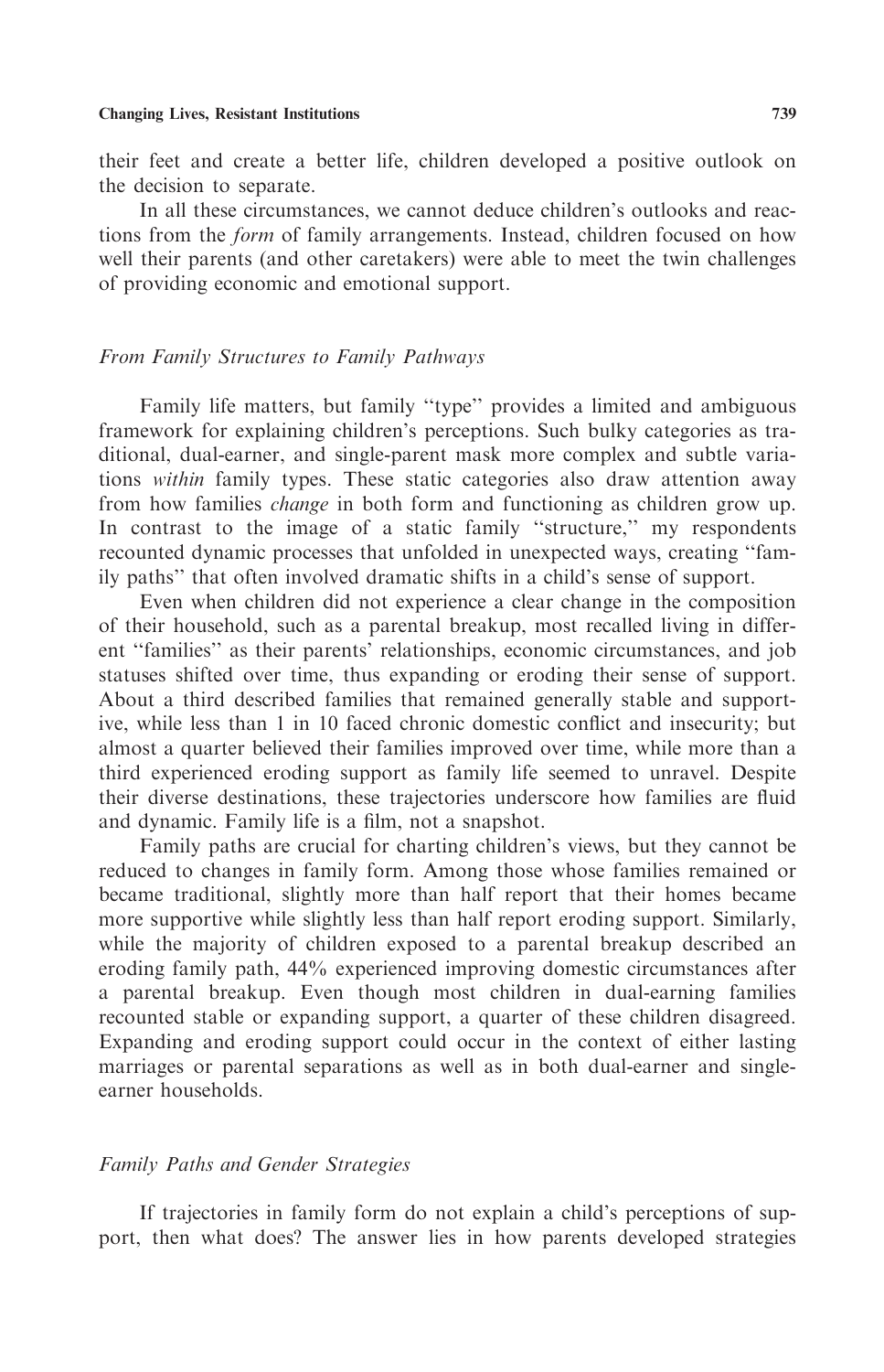their feet and create a better life, children developed a positive outlook on the decision to separate.

In all these circumstances, we cannot deduce children's outlooks and reactions from the *form* of family arrangements. Instead, children focused on how well their parents (and other caretakers) were able to meet the twin challenges of providing economic and emotional support.

### *From Family Structures to Family Pathways*

Family life matters, but family "type" provides a limited and ambiguous framework for explaining children's perceptions. Such bulky categories as traditional, dual-earner, and single-parent mask more complex and subtle variations *within* family types. These static categories also draw attention away from how families *change* in both form and functioning as children grow up. In contrast to the image of a static family "structure," my respondents recounted dynamic processes that unfolded in unexpected ways, creating "family paths" that often involved dramatic shifts in a child's sense of support.

Even when children did not experience a clear change in the composition of their household, such as a parental breakup, most recalled living in different "families" as their parents' relationships, economic circumstances, and job statuses shifted over time, thus expanding or eroding their sense of support. About a third described families that remained generally stable and supportive, while less than 1 in 10 faced chronic domestic conflict and insecurity; but almost a quarter believed their families improved over time, while more than a third experienced eroding support as family life seemed to unravel. Despite their diverse destinations, these trajectories underscore how families are fluid and dynamic. Family life is a film, not a snapshot.

Family paths are crucial for charting children's views, but they cannot be reduced to changes in family form. Among those whose families remained or became traditional, slightly more than half report that their homes became more supportive while slightly less than half report eroding support. Similarly, while the majority of children exposed to a parental breakup described an eroding family path, 44% experienced improving domestic circumstances after a parental breakup. Even though most children in dual-earning families recounted stable or expanding support, a quarter of these children disagreed. Expanding and eroding support could occur in the context of either lasting marriages or parental separations as well as in both dual-earner and single-earner households.

### *Family Paths and Gender Strategies*

If trajectories in family form do not explain a child's perceptions of support, then what does? The answer lies in how parents developed strategies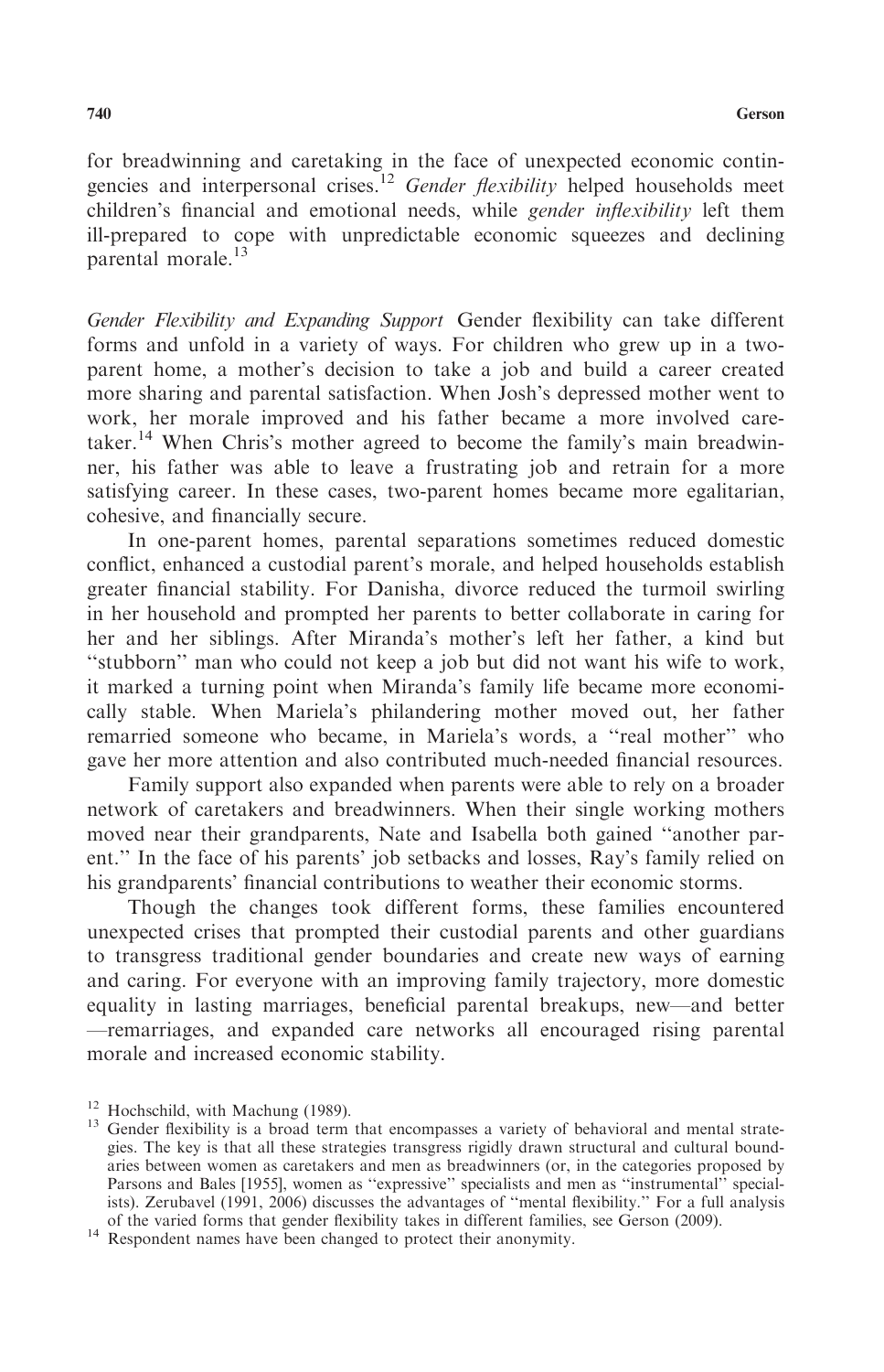for breadwinning and caretaking in the face of unexpected economic contingencies and interpersonal crises.[12] *Gender flexibility* helped households meet children's financial and emotional needs, while *gender inflexibility* left them ill-prepared to cope with unpredictable economic squeezes and declining parental morale.[13]

*Gender Flexibility and Expanding Support* Gender flexibility can take different forms and unfold in a variety of ways. For children who grew up in a two-parent home, a mother's decision to take a job and build a career created more sharing and parental satisfaction. When Josh's depressed mother went to work, her morale improved and his father became a more involved caretaker.[14] When Chris's mother agreed to become the family's main breadwinner, his father was able to leave a frustrating job and retrain for a more satisfying career. In these cases, two-parent homes became more egalitarian, cohesive, and financially secure.

In one-parent homes, parental separations sometimes reduced domestic conflict, enhanced a custodial parent's morale, and helped households establish greater financial stability. For Danisha, divorce reduced the turmoil swirling in her household and prompted her parents to better collaborate in caring for her and her siblings. After Miranda's mother's left her father, a kind but "stubborn" man who could not keep a job but did not want his wife to work, it marked a turning point when Miranda's family life became more economically stable. When Mariela's philandering mother moved out, her father remarried someone who became, in Mariela's words, a "real mother" who gave her more attention and also contributed much-needed financial resources.

Family support also expanded when parents were able to rely on a broader network of caretakers and breadwinners. When their single working mothers moved near their grandparents, Nate and Isabella both gained "another parent." In the face of his parents' job setbacks and losses, Ray's family relied on his grandparents' financial contributions to weather their economic storms.

Though the changes took different forms, these families encountered unexpected crises that prompted their custodial parents and other guardians to transgress traditional gender boundaries and create new ways of earning and caring. For everyone with an improving family trajectory, more domestic equality in lasting marriages, beneficial parental breakups, new—and better—remarriages, and expanded care networks all encouraged rising parental morale and increased economic stability.

---

[12] Hochschild, with Machung (1989).

[13] Gender flexibility is a broad term that encompasses a variety of behavioral and mental strategies. The key is that all these strategies transgress rigidly drawn structural and cultural boundaries between women as caretakers and men as breadwinners (or, in the categories proposed by Parsons and Bales [1955], women as "expressive" specialists and men as "instrumental" specialists). Zerubavel (1991, 2006) discusses the advantages of "mental flexibility." For a full analysis of the varied forms that gender flexibility takes in different families, see Gerson (2009).

[14] Respondent names have been changed to protect their anonymity.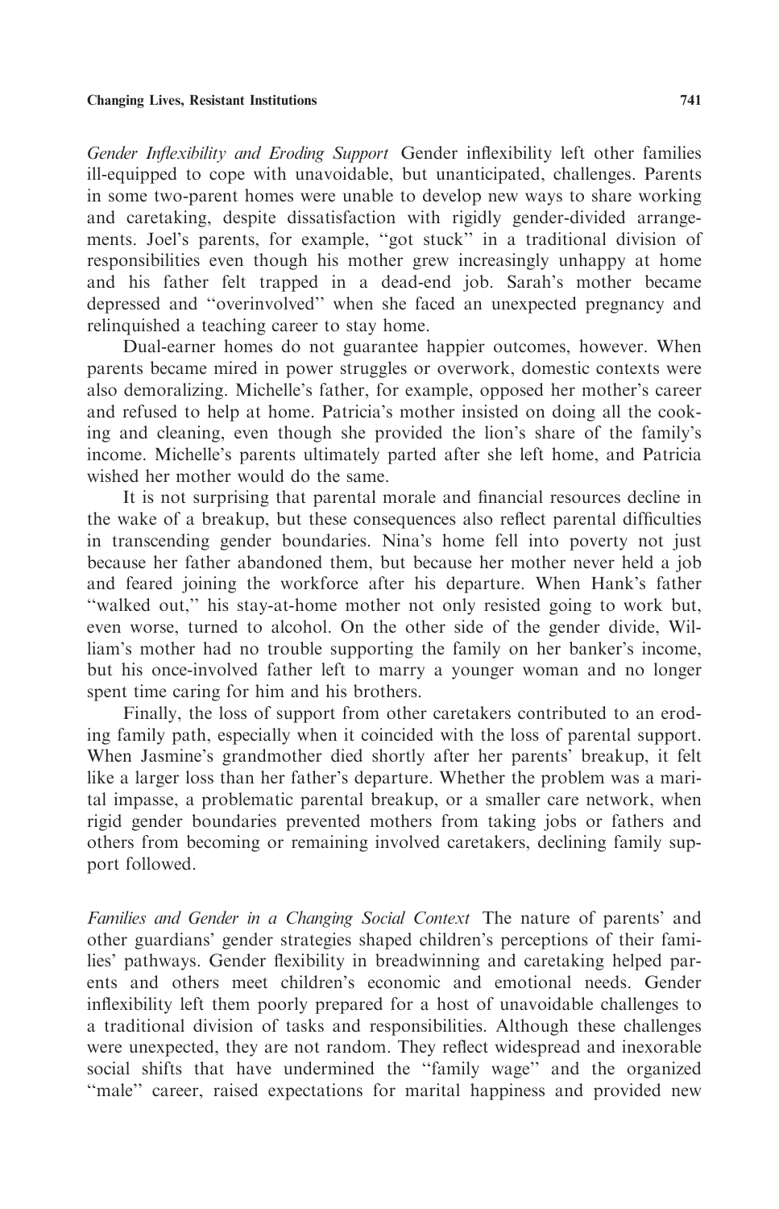*Gender Inflexibility and Eroding Support* Gender inflexibility left other families ill-equipped to cope with unavoidable, but unanticipated, challenges. Parents in some two-parent homes were unable to develop new ways to share working and caretaking, despite dissatisfaction with rigidly gender-divided arrangements. Joel's parents, for example, ''got stuck'' in a traditional division of responsibilities even though his mother grew increasingly unhappy at home and his father felt trapped in a dead-end job. Sarah's mother became depressed and ''overinvolved'' when she faced an unexpected pregnancy and relinquished a teaching career to stay home.

Dual-earner homes do not guarantee happier outcomes, however. When parents became mired in power struggles or overwork, domestic contexts were also demoralizing. Michelle's father, for example, opposed her mother's career and refused to help at home. Patricia's mother insisted on doing all the cooking and cleaning, even though she provided the lion's share of the family's income. Michelle's parents ultimately parted after she left home, and Patricia wished her mother would do the same.

It is not surprising that parental morale and financial resources decline in the wake of a breakup, but these consequences also reflect parental difficulties in transcending gender boundaries. Nina's home fell into poverty not just because her father abandoned them, but because her mother never held a job and feared joining the workforce after his departure. When Hank's father ''walked out,'' his stay-at-home mother not only resisted going to work but, even worse, turned to alcohol. On the other side of the gender divide, William's mother had no trouble supporting the family on her banker's income, but his once-involved father left to marry a younger woman and no longer spent time caring for him and his brothers.

Finally, the loss of support from other caretakers contributed to an eroding family path, especially when it coincided with the loss of parental support. When Jasmine's grandmother died shortly after her parents' breakup, it felt like a larger loss than her father's departure. Whether the problem was a marital impasse, a problematic parental breakup, or a smaller care network, when rigid gender boundaries prevented mothers from taking jobs or fathers and others from becoming or remaining involved caretakers, declining family support followed.

*Families and Gender in a Changing Social Context* The nature of parents' and other guardians' gender strategies shaped children's perceptions of their families' pathways. Gender flexibility in breadwinning and caretaking helped parents and others meet children's economic and emotional needs. Gender inflexibility left them poorly prepared for a host of unavoidable challenges to a traditional division of tasks and responsibilities. Although these challenges were unexpected, they are not random. They reflect widespread and inexorable social shifts that have undermined the ''family wage'' and the organized ''male'' career, raised expectations for marital happiness and provided new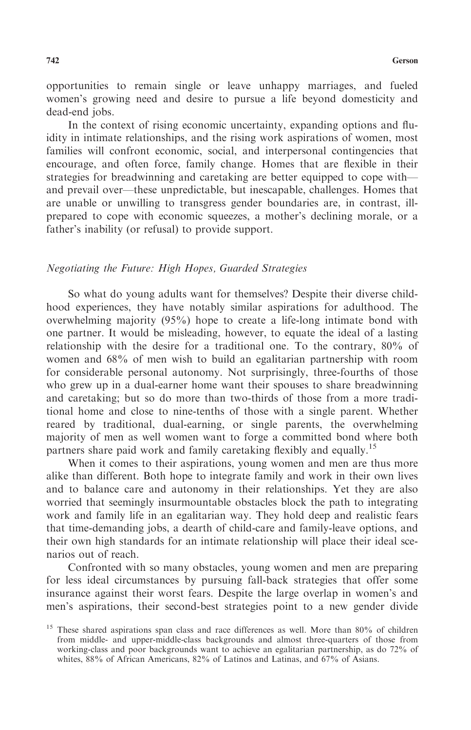opportunities to remain single or leave unhappy marriages, and fueled women's growing need and desire to pursue a life beyond domesticity and dead-end jobs.

In the context of rising economic uncertainty, expanding options and fluidity in intimate relationships, and the rising work aspirations of women, most families will confront economic, social, and interpersonal contingencies that encourage, and often force, family change. Homes that are flexible in their strategies for breadwinning and caretaking are better equipped to cope with—and prevail over—these unpredictable, but inescapable, challenges. Homes that are unable or unwilling to transgress gender boundaries are, in contrast, ill-prepared to cope with economic squeezes, a mother's declining morale, or a father's inability (or refusal) to provide support.

### *Negotiating the Future: High Hopes, Guarded Strategies*

So what do young adults want for themselves? Despite their diverse childhood experiences, they have notably similar aspirations for adulthood. The overwhelming majority (95%) hope to create a life-long intimate bond with one partner. It would be misleading, however, to equate the ideal of a lasting relationship with the desire for a traditional one. To the contrary, 80% of women and 68% of men wish to build an egalitarian partnership with room for considerable personal autonomy. Not surprisingly, three-fourths of those who grew up in a dual-earner home want their spouses to share breadwinning and caretaking; but so do more than two-thirds of those from a more traditional home and close to nine-tenths of those with a single parent. Whether reared by traditional, dual-earning, or single parents, the overwhelming majority of men as well women want to forge a committed bond where both partners share paid work and family caretaking flexibly and equally.[15]

When it comes to their aspirations, young women and men are thus more alike than different. Both hope to integrate family and work in their own lives and to balance care and autonomy in their relationships. Yet they are also worried that seemingly insurmountable obstacles block the path to integrating work and family life in an egalitarian way. They hold deep and realistic fears that time-demanding jobs, a dearth of child-care and family-leave options, and their own high standards for an intimate relationship will place their ideal scenarios out of reach.

Confronted with so many obstacles, young women and men are preparing for less ideal circumstances by pursuing fall-back strategies that offer some insurance against their worst fears. Despite the large overlap in women's and men's aspirations, their second-best strategies point to a new gender divide

[15] These shared aspirations span class and race differences as well. More than 80% of children from middle- and upper-middle-class backgrounds and almost three-quarters of those from working-class and poor backgrounds want to achieve an egalitarian partnership, as do 72% of whites, 88% of African Americans, 82% of Latinos and Latinas, and 67% of Asians.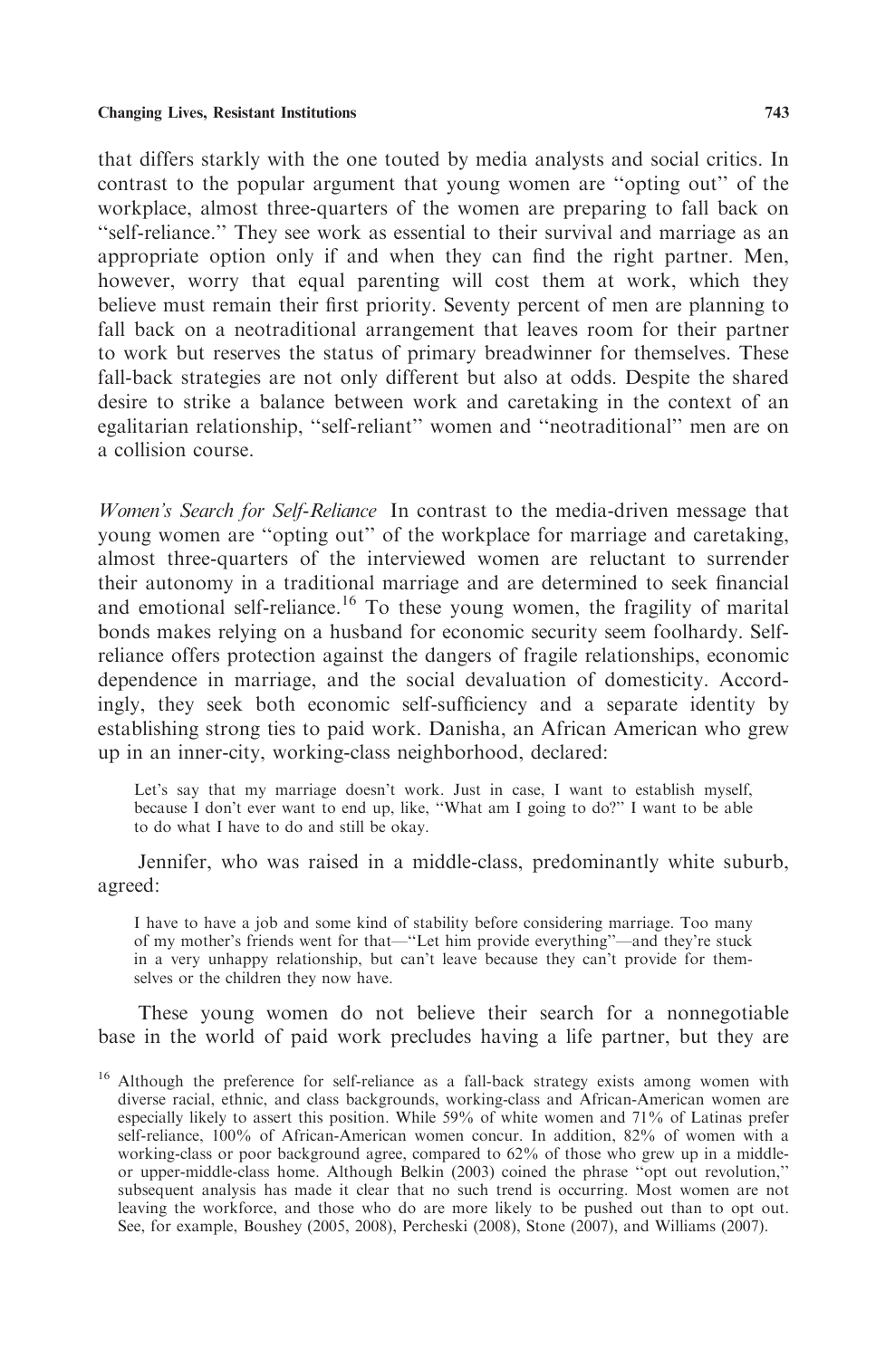that differs starkly with the one touted by media analysts and social critics. In contrast to the popular argument that young women are ''opting out'' of the workplace, almost three-quarters of the women are preparing to fall back on ''self-reliance.'' They see work as essential to their survival and marriage as an appropriate option only if and when they can find the right partner. Men, however, worry that equal parenting will cost them at work, which they believe must remain their first priority. Seventy percent of men are planning to fall back on a neotraditional arrangement that leaves room for their partner to work but reserves the status of primary breadwinner for themselves. These fall-back strategies are not only different but also at odds. Despite the shared desire to strike a balance between work and caretaking in the context of an egalitarian relationship, ''self-reliant'' women and ''neotraditional'' men are on a collision course.

*Women's Search for Self-Reliance* In contrast to the media-driven message that young women are ''opting out'' of the workplace for marriage and caretaking, almost three-quarters of the interviewed women are reluctant to surrender their autonomy in a traditional marriage and are determined to seek financial and emotional self-reliance.[16] To these young women, the fragility of marital bonds makes relying on a husband for economic security seem foolhardy. Self-reliance offers protection against the dangers of fragile relationships, economic dependence in marriage, and the social devaluation of domesticity. Accordingly, they seek both economic self-sufficiency and a separate identity by establishing strong ties to paid work. Danisha, an African American who grew up in an inner-city, working-class neighborhood, declared:

> Let's say that my marriage doesn't work. Just in case, I want to establish myself, because I don't ever want to end up, like, ''What am I going to do?'' I want to be able to do what I have to do and still be okay.

Jennifer, who was raised in a middle-class, predominantly white suburb, agreed:

> I have to have a job and some kind of stability before considering marriage. Too many of my mother's friends went for that—''Let him provide everything''—and they're stuck in a very unhappy relationship, but can't leave because they can't provide for themselves or the children they now have.

These young women do not believe their search for a nonnegotiable base in the world of paid work precludes having a life partner, but they are

[16] Although the preference for self-reliance as a fall-back strategy exists among women with diverse racial, ethnic, and class backgrounds, working-class and African-American women are especially likely to assert this position. While 59% of white women and 71% of Latinas prefer self-reliance, 100% of African-American women concur. In addition, 82% of women with a working-class or poor background agree, compared to 62% of those who grew up in a middle- or upper-middle-class home. Although Belkin (2003) coined the phrase ''opt out revolution,'' subsequent analysis has made it clear that no such trend is occurring. Most women are not leaving the workforce, and those who do are more likely to be pushed out than to opt out. See, for example, Boushey (2005, 2008), Percheski (2008), Stone (2007), and Williams (2007).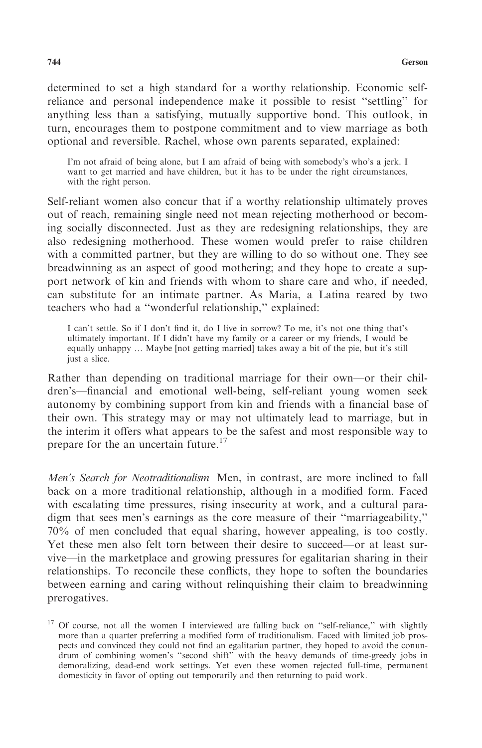determined to set a high standard for a worthy relationship. Economic self-reliance and personal independence make it possible to resist "settling" for anything less than a satisfying, mutually supportive bond. This outlook, in turn, encourages them to postpone commitment and to view marriage as both optional and reversible. Rachel, whose own parents separated, explained:

> I'm not afraid of being alone, but I am afraid of being with somebody's who's a jerk. I want to get married and have children, but it has to be under the right circumstances, with the right person.

Self-reliant women also concur that if a worthy relationship ultimately proves out of reach, remaining single need not mean rejecting motherhood or becoming socially disconnected. Just as they are redesigning relationships, they are also redesigning motherhood. These women would prefer to raise children with a committed partner, but they are willing to do so without one. They see breadwinning as an aspect of good mothering; and they hope to create a support network of kin and friends with whom to share care and who, if needed, can substitute for an intimate partner. As Maria, a Latina reared by two teachers who had a "wonderful relationship," explained:

> I can't settle. So if I don't find it, do I live in sorrow? To me, it's not one thing that's ultimately important. If I didn't have my family or a career or my friends, I would be equally unhappy … Maybe [not getting married] takes away a bit of the pie, but it's still just a slice.

Rather than depending on traditional marriage for their own—or their children's—financial and emotional well-being, self-reliant young women seek autonomy by combining support from kin and friends with a financial base of their own. This strategy may or may not ultimately lead to marriage, but in the interim it offers what appears to be the safest and most responsible way to prepare for the an uncertain future.[17]

*Men's Search for Neotraditionalism* Men, in contrast, are more inclined to fall back on a more traditional relationship, although in a modified form. Faced with escalating time pressures, rising insecurity at work, and a cultural paradigm that sees men's earnings as the core measure of their "marriageability," 70% of men concluded that equal sharing, however appealing, is too costly. Yet these men also felt torn between their desire to succeed—or at least survive—in the marketplace and growing pressures for egalitarian sharing in their relationships. To reconcile these conflicts, they hope to soften the boundaries between earning and caring without relinquishing their claim to breadwinning prerogatives.

[17] Of course, not all the women I interviewed are falling back on "self-reliance," with slightly more than a quarter preferring a modified form of traditionalism. Faced with limited job prospects and convinced they could not find an egalitarian partner, they hoped to avoid the conundrum of combining women's "second shift" with the heavy demands of time-greedy jobs in demoralizing, dead-end work settings. Yet even these women rejected full-time, permanent domesticity in favor of opting out temporarily and then returning to paid work.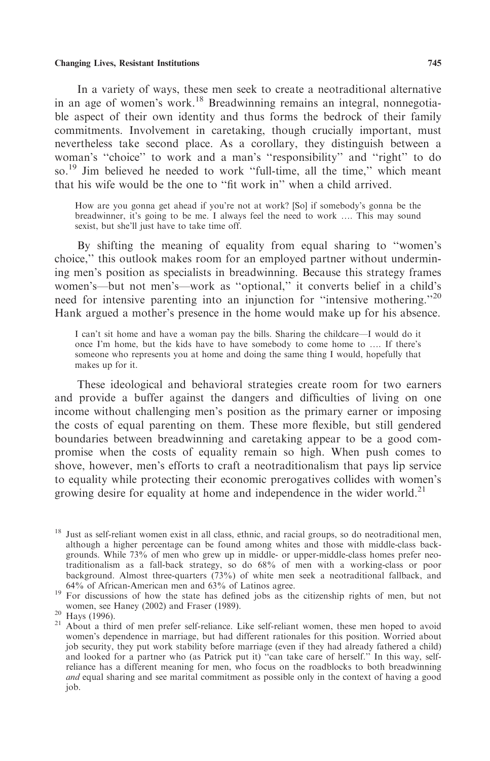In a variety of ways, these men seek to create a neotraditional alternative in an age of women's work.[18] Breadwinning remains an integral, nonnegotiable aspect of their own identity and thus forms the bedrock of their family commitments. Involvement in caretaking, though crucially important, must nevertheless take second place. As a corollary, they distinguish between a woman's "choice" to work and a man's "responsibility" and "right" to do so.[19] Jim believed he needed to work "full-time, all the time," which meant that his wife would be the one to "fit work in" when a child arrived.

> How are you gonna get ahead if you're not at work? [So] if somebody's gonna be the breadwinner, it's going to be me. I always feel the need to work …. This may sound sexist, but she'll just have to take time off.

By shifting the meaning of equality from equal sharing to "women's choice," this outlook makes room for an employed partner without undermining men's position as specialists in breadwinning. Because this strategy frames women's—but not men's—work as "optional," it converts belief in a child's need for intensive parenting into an injunction for "intensive mothering."[20] Hank argued a mother's presence in the home would make up for his absence.

> I can't sit home and have a woman pay the bills. Sharing the childcare—I would do it once I'm home, but the kids have to have somebody to come home to …. If there's someone who represents you at home and doing the same thing I would, hopefully that makes up for it.

These ideological and behavioral strategies create room for two earners and provide a buffer against the dangers and difficulties of living on one income without challenging men's position as the primary earner or imposing the costs of equal parenting on them. These more flexible, but still gendered boundaries between breadwinning and caretaking appear to be a good compromise when the costs of equality remain so high. When push comes to shove, however, men's efforts to craft a neotraditionalism that pays lip service to equality while protecting their economic prerogatives collides with women's growing desire for equality at home and independence in the wider world.[21]

---

[18] Just as self-reliant women exist in all class, ethnic, and racial groups, so do neotraditional men, although a higher percentage can be found among whites and those with middle-class backgrounds. While 73% of men who grew up in middle- or upper-middle-class homes prefer neotraditionalism as a fall-back strategy, so do 68% of men with a working-class or poor background. Almost three-quarters (73%) of white men seek a neotraditional fallback, and 64% of African-American men and 63% of Latinos agree.

[19] For discussions of how the state has defined jobs as the citizenship rights of men, but not women, see Haney (2002) and Fraser (1989).

[20] Hays (1996).

[21] About a third of men prefer self-reliance. Like self-reliant women, these men hoped to avoid women's dependence in marriage, but had different rationales for this position. Worried about job security, they put work stability before marriage (even if they had already fathered a child) and looked for a partner who (as Patrick put it) "can take care of herself." In this way, self-reliance has a different meaning for men, who focus on the roadblocks to both breadwinning *and* equal sharing and see marital commitment as possible only in the context of having a good job.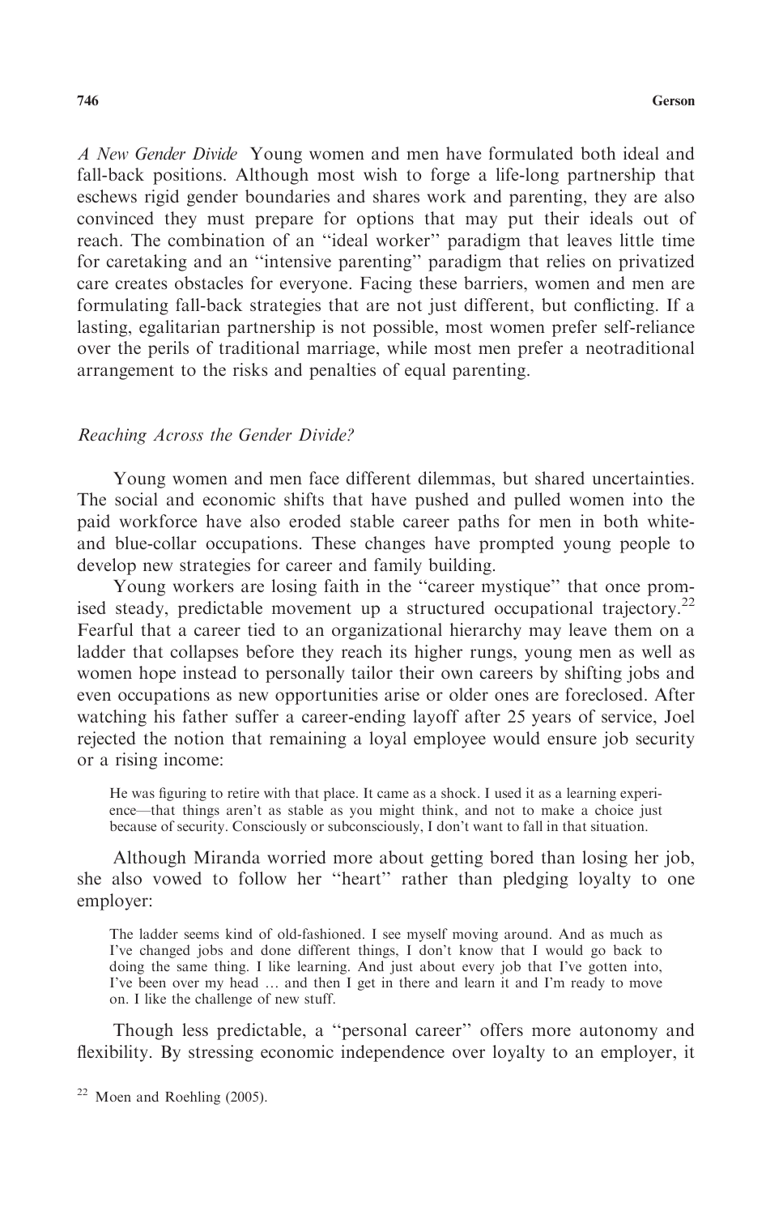*A New Gender Divide* Young women and men have formulated both ideal and fall-back positions. Although most wish to forge a life-long partnership that eschews rigid gender boundaries and shares work and parenting, they are also convinced they must prepare for options that may put their ideals out of reach. The combination of an ''ideal worker'' paradigm that leaves little time for caretaking and an ''intensive parenting'' paradigm that relies on privatized care creates obstacles for everyone. Facing these barriers, women and men are formulating fall-back strategies that are not just different, but conflicting. If a lasting, egalitarian partnership is not possible, most women prefer self-reliance over the perils of traditional marriage, while most men prefer a neotraditional arrangement to the risks and penalties of equal parenting.

### *Reaching Across the Gender Divide?*

Young women and men face different dilemmas, but shared uncertainties. The social and economic shifts that have pushed and pulled women into the paid workforce have also eroded stable career paths for men in both white- and blue-collar occupations. These changes have prompted young people to develop new strategies for career and family building.

Young workers are losing faith in the ''career mystique'' that once promised steady, predictable movement up a structured occupational trajectory.[22] Fearful that a career tied to an organizational hierarchy may leave them on a ladder that collapses before they reach its higher rungs, young men as well as women hope instead to personally tailor their own careers by shifting jobs and even occupations as new opportunities arise or older ones are foreclosed. After watching his father suffer a career-ending layoff after 25 years of service, Joel rejected the notion that remaining a loyal employee would ensure job security or a rising income:

> He was figuring to retire with that place. It came as a shock. I used it as a learning experience—that things aren't as stable as you might think, and not to make a choice just because of security. Consciously or subconsciously, I don't want to fall in that situation.

Although Miranda worried more about getting bored than losing her job, she also vowed to follow her ''heart'' rather than pledging loyalty to one employer:

> The ladder seems kind of old-fashioned. I see myself moving around. And as much as I've changed jobs and done different things, I don't know that I would go back to doing the same thing. I like learning. And just about every job that I've gotten into, I've been over my head … and then I get in there and learn it and I'm ready to move on. I like the challenge of new stuff.

Though less predictable, a ''personal career'' offers more autonomy and flexibility. By stressing economic independence over loyalty to an employer, it

[22] Moen and Roehling (2005).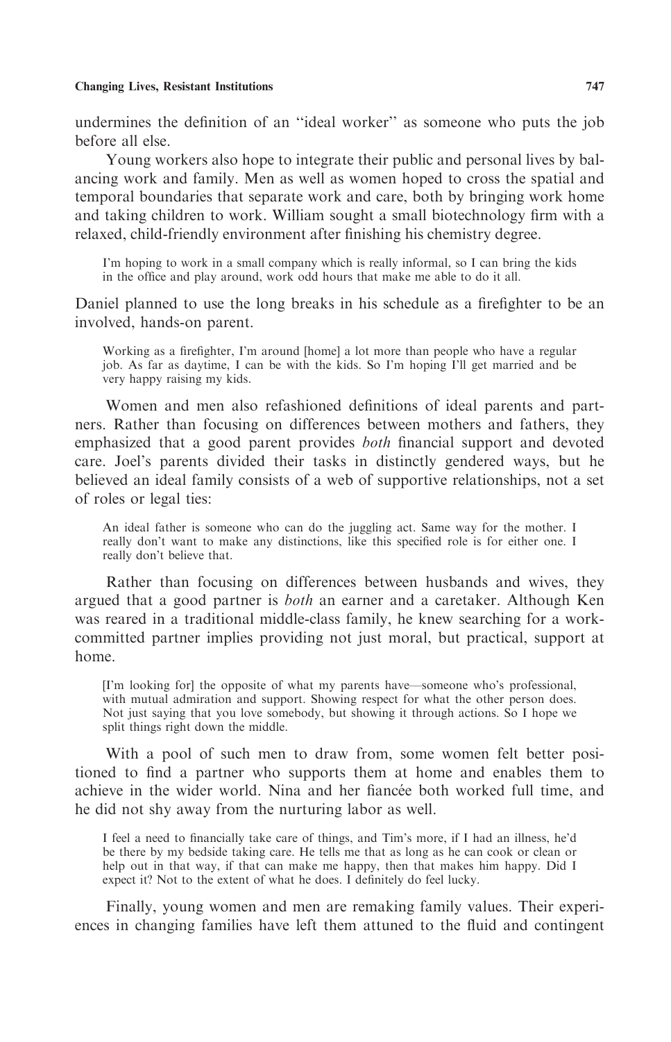undermines the definition of an "ideal worker" as someone who puts the job before all else.

Young workers also hope to integrate their public and personal lives by balancing work and family. Men as well as women hoped to cross the spatial and temporal boundaries that separate work and care, both by bringing work home and taking children to work. William sought a small biotechnology firm with a relaxed, child-friendly environment after finishing his chemistry degree.

> I'm hoping to work in a small company which is really informal, so I can bring the kids in the office and play around, work odd hours that make me able to do it all.

Daniel planned to use the long breaks in his schedule as a firefighter to be an involved, hands-on parent.

> Working as a firefighter, I'm around [home] a lot more than people who have a regular job. As far as daytime, I can be with the kids. So I'm hoping I'll get married and be very happy raising my kids.

Women and men also refashioned definitions of ideal parents and partners. Rather than focusing on differences between mothers and fathers, they emphasized that a good parent provides *both* financial support and devoted care. Joel's parents divided their tasks in distinctly gendered ways, but he believed an ideal family consists of a web of supportive relationships, not a set of roles or legal ties:

> An ideal father is someone who can do the juggling act. Same way for the mother. I really don't want to make any distinctions, like this specified role is for either one. I really don't believe that.

Rather than focusing on differences between husbands and wives, they argued that a good partner is *both* an earner and a caretaker. Although Ken was reared in a traditional middle-class family, he knew searching for a work-committed partner implies providing not just moral, but practical, support at home.

> [I'm looking for] the opposite of what my parents have—someone who's professional, with mutual admiration and support. Showing respect for what the other person does. Not just saying that you love somebody, but showing it through actions. So I hope we split things right down the middle.

With a pool of such men to draw from, some women felt better positioned to find a partner who supports them at home and enables them to achieve in the wider world. Nina and her fiancée both worked full time, and he did not shy away from the nurturing labor as well.

> I feel a need to financially take care of things, and Tim's more, if I had an illness, he'd be there by my bedside taking care. He tells me that as long as he can cook or clean or help out in that way, if that can make me happy, then that makes him happy. Did I expect it? Not to the extent of what he does. I definitely do feel lucky.

Finally, young women and men are remaking family values. Their experiences in changing families have left them attuned to the fluid and contingent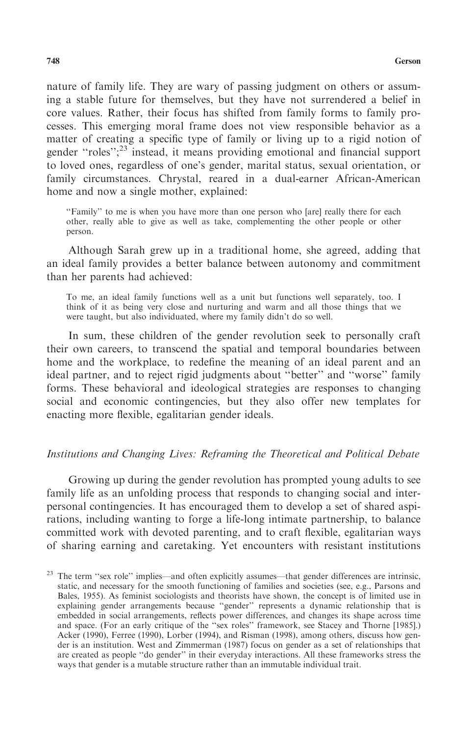nature of family life. They are wary of passing judgment on others or assuming a stable future for themselves, but they have not surrendered a belief in core values. Rather, their focus has shifted from family forms to family processes. This emerging moral frame does not view responsible behavior as a matter of creating a specific type of family or living up to a rigid notion of gender ''roles'';[23] instead, it means providing emotional and financial support to loved ones, regardless of one's gender, marital status, sexual orientation, or family circumstances. Chrystal, reared in a dual-earner African-American home and now a single mother, explained:

> ''Family'' to me is when you have more than one person who [are] really there for each other, really able to give as well as take, complementing the other people or other person.

Although Sarah grew up in a traditional home, she agreed, adding that an ideal family provides a better balance between autonomy and commitment than her parents had achieved:

> To me, an ideal family functions well as a unit but functions well separately, too. I think of it as being very close and nurturing and warm and all those things that we were taught, but also individuated, where my family didn't do so well.

In sum, these children of the gender revolution seek to personally craft their own careers, to transcend the spatial and temporal boundaries between home and the workplace, to redefine the meaning of an ideal parent and an ideal partner, and to reject rigid judgments about ''better'' and ''worse'' family forms. These behavioral and ideological strategies are responses to changing social and economic contingencies, but they also offer new templates for enacting more flexible, egalitarian gender ideals.

### *Institutions and Changing Lives: Reframing the Theoretical and Political Debate*

Growing up during the gender revolution has prompted young adults to see family life as an unfolding process that responds to changing social and interpersonal contingencies. It has encouraged them to develop a set of shared aspirations, including wanting to forge a life-long intimate partnership, to balance committed work with devoted parenting, and to craft flexible, egalitarian ways of sharing earning and caretaking. Yet encounters with resistant institutions

[23] The term ''sex role'' implies—and often explicitly assumes—that gender differences are intrinsic, static, and necessary for the smooth functioning of families and societies (see, e.g., Parsons and Bales, 1955). As feminist sociologists and theorists have shown, the concept is of limited use in explaining gender arrangements because ''gender'' represents a dynamic relationship that is embedded in social arrangements, reflects power differences, and changes its shape across time and space. (For an early critique of the ''sex roles'' framework, see Stacey and Thorne [1985].) Acker (1990), Ferree (1990), Lorber (1994), and Risman (1998), among others, discuss how gender is an institution. West and Zimmerman (1987) focus on gender as a set of relationships that are created as people ''do gender'' in their everyday interactions. All these frameworks stress the ways that gender is a mutable structure rather than an immutable individual trait.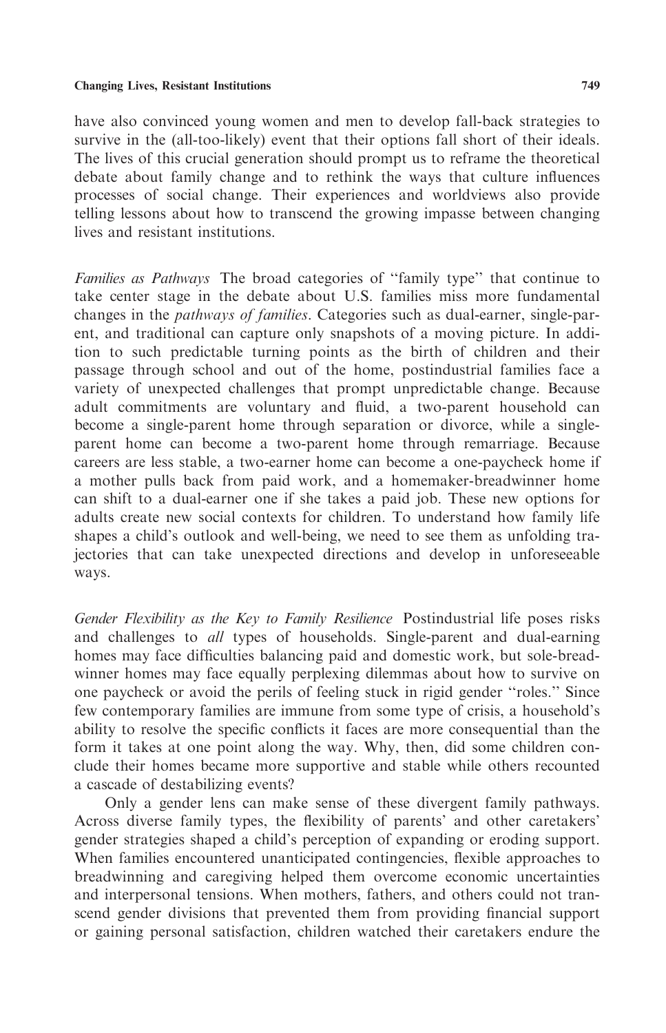have also convinced young women and men to develop fall-back strategies to survive in the (all-too-likely) event that their options fall short of their ideals. The lives of this crucial generation should prompt us to reframe the theoretical debate about family change and to rethink the ways that culture influences processes of social change. Their experiences and worldviews also provide telling lessons about how to transcend the growing impasse between changing lives and resistant institutions.

*Families as Pathways* The broad categories of "family type" that continue to take center stage in the debate about U.S. families miss more fundamental changes in the *pathways of families*. Categories such as dual-earner, single-parent, and traditional can capture only snapshots of a moving picture. In addition to such predictable turning points as the birth of children and their passage through school and out of the home, postindustrial families face a variety of unexpected challenges that prompt unpredictable change. Because adult commitments are voluntary and fluid, a two-parent household can become a single-parent home through separation or divorce, while a single-parent home can become a two-parent home through remarriage. Because careers are less stable, a two-earner home can become a one-paycheck home if a mother pulls back from paid work, and a homemaker-breadwinner home can shift to a dual-earner one if she takes a paid job. These new options for adults create new social contexts for children. To understand how family life shapes a child's outlook and well-being, we need to see them as unfolding trajectories that can take unexpected directions and develop in unforeseeable ways.

*Gender Flexibility as the Key to Family Resilience* Postindustrial life poses risks and challenges to *all* types of households. Single-parent and dual-earning homes may face difficulties balancing paid and domestic work, but sole-breadwinner homes may face equally perplexing dilemmas about how to survive on one paycheck or avoid the perils of feeling stuck in rigid gender "roles." Since few contemporary families are immune from some type of crisis, a household's ability to resolve the specific conflicts it faces are more consequential than the form it takes at one point along the way. Why, then, did some children conclude their homes became more supportive and stable while others recounted a cascade of destabilizing events?

Only a gender lens can make sense of these divergent family pathways. Across diverse family types, the flexibility of parents' and other caretakers' gender strategies shaped a child's perception of expanding or eroding support. When families encountered unanticipated contingencies, flexible approaches to breadwinning and caregiving helped them overcome economic uncertainties and interpersonal tensions. When mothers, fathers, and others could not transcend gender divisions that prevented them from providing financial support or gaining personal satisfaction, children watched their caretakers endure the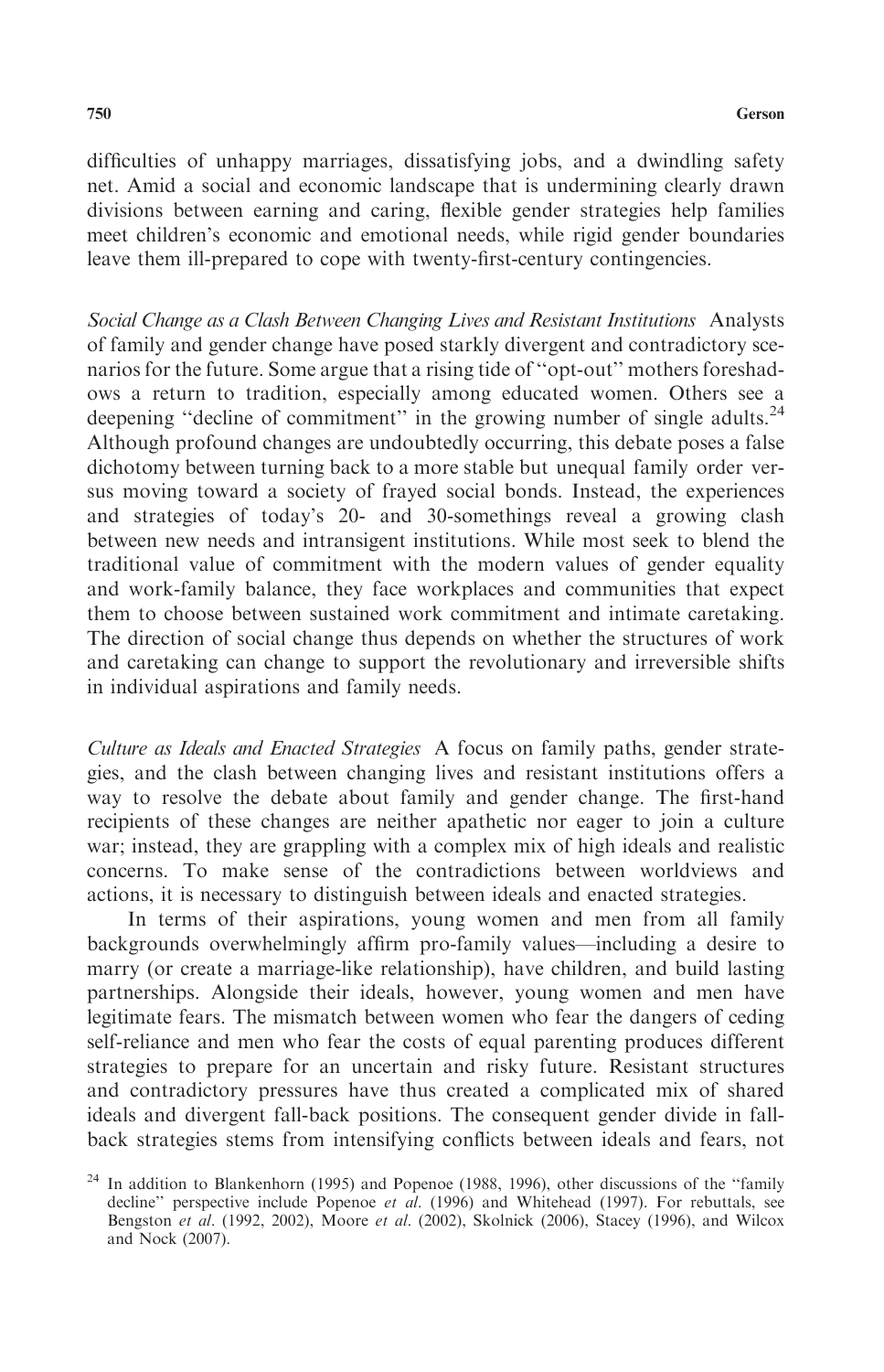difficulties of unhappy marriages, dissatisfying jobs, and a dwindling safety net. Amid a social and economic landscape that is undermining clearly drawn divisions between earning and caring, flexible gender strategies help families meet children's economic and emotional needs, while rigid gender boundaries leave them ill-prepared to cope with twenty-first-century contingencies.

*Social Change as a Clash Between Changing Lives and Resistant Institutions* Analysts of family and gender change have posed starkly divergent and contradictory scenarios for the future. Some argue that a rising tide of "opt-out" mothers foreshadows a return to tradition, especially among educated women. Others see a deepening "decline of commitment" in the growing number of single adults.[24] Although profound changes are undoubtedly occurring, this debate poses a false dichotomy between turning back to a more stable but unequal family order versus moving toward a society of frayed social bonds. Instead, the experiences and strategies of today's 20- and 30-somethings reveal a growing clash between new needs and intransigent institutions. While most seek to blend the traditional value of commitment with the modern values of gender equality and work-family balance, they face workplaces and communities that expect them to choose between sustained work commitment and intimate caretaking. The direction of social change thus depends on whether the structures of work and caretaking can change to support the revolutionary and irreversible shifts in individual aspirations and family needs.

*Culture as Ideals and Enacted Strategies* A focus on family paths, gender strategies, and the clash between changing lives and resistant institutions offers a way to resolve the debate about family and gender change. The first-hand recipients of these changes are neither apathetic nor eager to join a culture war; instead, they are grappling with a complex mix of high ideals and realistic concerns. To make sense of the contradictions between worldviews and actions, it is necessary to distinguish between ideals and enacted strategies.

In terms of their aspirations, young women and men from all family backgrounds overwhelmingly affirm pro-family values—including a desire to marry (or create a marriage-like relationship), have children, and build lasting partnerships. Alongside their ideals, however, young women and men have legitimate fears. The mismatch between women who fear the dangers of ceding self-reliance and men who fear the costs of equal parenting produces different strategies to prepare for an uncertain and risky future. Resistant structures and contradictory pressures have thus created a complicated mix of shared ideals and divergent fall-back positions. The consequent gender divide in fall-back strategies stems from intensifying conflicts between ideals and fears, not

[24] In addition to Blankenhorn (1995) and Popenoe (1988, 1996), other discussions of the "family decline" perspective include Popenoe *et al*. (1996) and Whitehead (1997). For rebuttals, see Bengston *et al*. (1992, 2002), Moore *et al*. (2002), Skolnick (2006), Stacey (1996), and Wilcox and Nock (2007).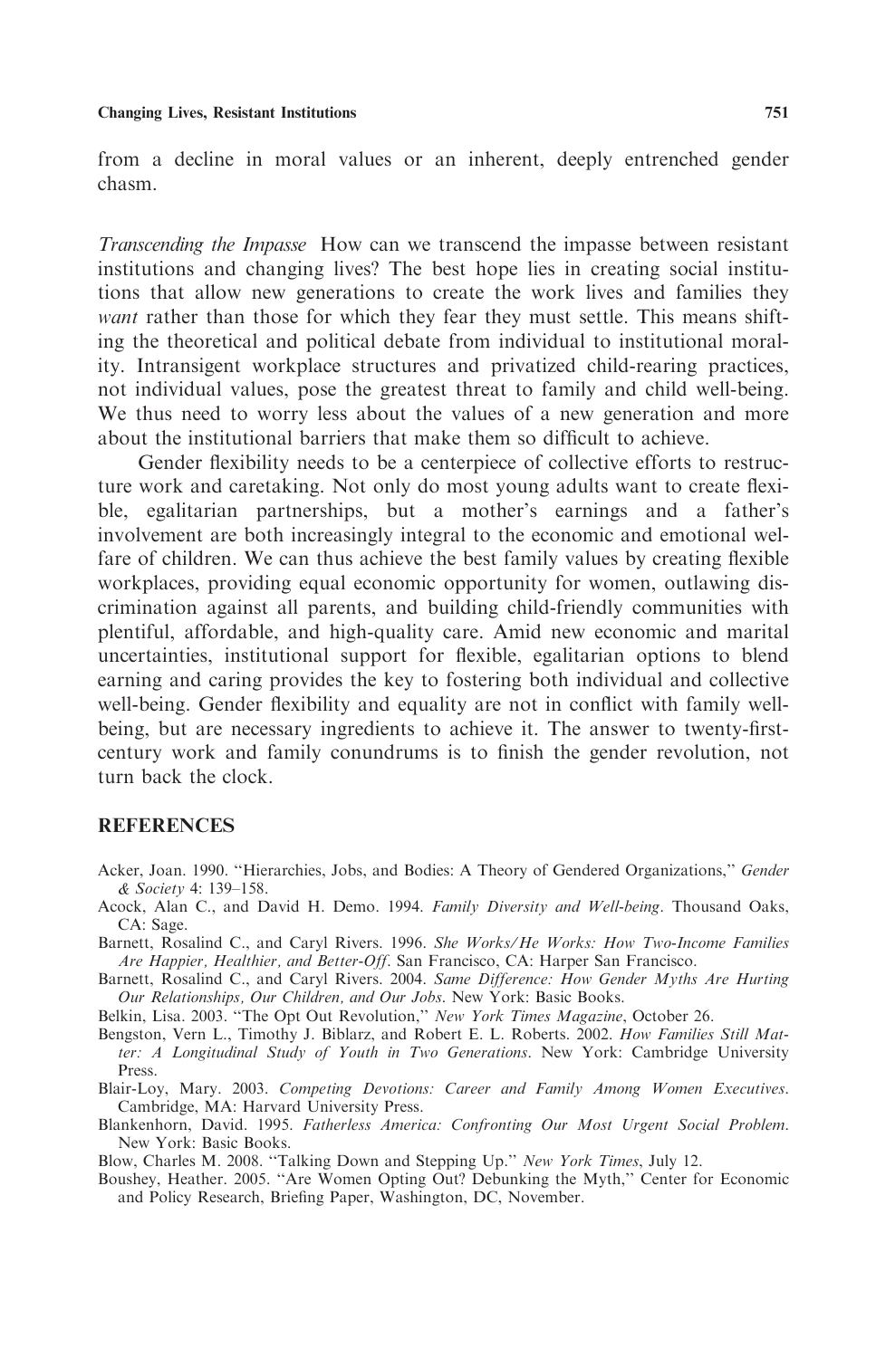from a decline in moral values or an inherent, deeply entrenched gender chasm.

*Transcending the Impasse* How can we transcend the impasse between resistant institutions and changing lives? The best hope lies in creating social institutions that allow new generations to create the work lives and families they *want* rather than those for which they fear they must settle. This means shifting the theoretical and political debate from individual to institutional morality. Intransigent workplace structures and privatized child-rearing practices, not individual values, pose the greatest threat to family and child well-being. We thus need to worry less about the values of a new generation and more about the institutional barriers that make them so difficult to achieve.

Gender flexibility needs to be a centerpiece of collective efforts to restructure work and caretaking. Not only do most young adults want to create flexible, egalitarian partnerships, but a mother's earnings and a father's involvement are both increasingly integral to the economic and emotional welfare of children. We can thus achieve the best family values by creating flexible workplaces, providing equal economic opportunity for women, outlawing discrimination against all parents, and building child-friendly communities with plentiful, affordable, and high-quality care. Amid new economic and marital uncertainties, institutional support for flexible, egalitarian options to blend earning and caring provides the key to fostering both individual and collective well-being. Gender flexibility and equality are not in conflict with family well-being, but are necessary ingredients to achieve it. The answer to twenty-first-century work and family conundrums is to finish the gender revolution, not turn back the clock.

## REFERENCES

Acker, Joan. 1990. "Hierarchies, Jobs, and Bodies: A Theory of Gendered Organizations," *Gender & Society* 4: 139–158.

Acock, Alan C., and David H. Demo. 1994. *Family Diversity and Well-being*. Thousand Oaks, CA: Sage.

Barnett, Rosalind C., and Caryl Rivers. 1996. *She Works/He Works: How Two-Income Families Are Happier, Healthier, and Better-Off*. San Francisco, CA: Harper San Francisco.

Barnett, Rosalind C., and Caryl Rivers. 2004. *Same Difference: How Gender Myths Are Hurting Our Relationships, Our Children, and Our Jobs*. New York: Basic Books.

Belkin, Lisa. 2003. "The Opt Out Revolution," *New York Times Magazine*, October 26.

Bengston, Vern L., Timothy J. Biblarz, and Robert E. L. Roberts. 2002. *How Families Still Matter: A Longitudinal Study of Youth in Two Generations*. New York: Cambridge University Press.

Blair-Loy, Mary. 2003. *Competing Devotions: Career and Family Among Women Executives*. Cambridge, MA: Harvard University Press.

Blankenhorn, David. 1995. *Fatherless America: Confronting Our Most Urgent Social Problem*. New York: Basic Books.

Blow, Charles M. 2008. "Talking Down and Stepping Up." *New York Times*, July 12.

Boushey, Heather. 2005. "Are Women Opting Out? Debunking the Myth," Center for Economic and Policy Research, Briefing Paper, Washington, DC, November.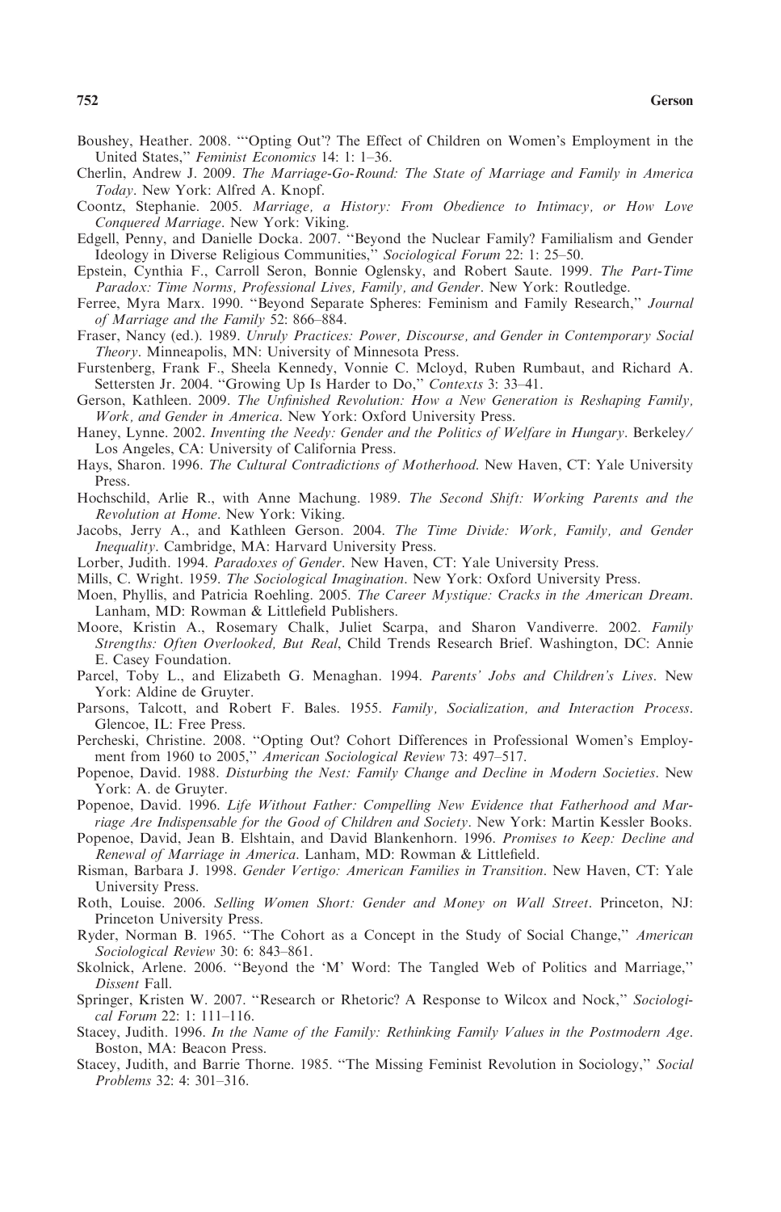Boushey, Heather. 2008. "'Opting Out'? The Effect of Children on Women's Employment in the United States," *Feminist Economics* 14: 1: 1–36.

Cherlin, Andrew J. 2009. *The Marriage-Go-Round: The State of Marriage and Family in America Today*. New York: Alfred A. Knopf.

Coontz, Stephanie. 2005. *Marriage, a History: From Obedience to Intimacy, or How Love Conquered Marriage*. New York: Viking.

Edgell, Penny, and Danielle Docka. 2007. "Beyond the Nuclear Family? Familialism and Gender Ideology in Diverse Religious Communities," *Sociological Forum* 22: 1: 25–50.

Epstein, Cynthia F., Carroll Seron, Bonnie Oglensky, and Robert Saute. 1999. *The Part-Time Paradox: Time Norms, Professional Lives, Family, and Gender*. New York: Routledge.

Ferree, Myra Marx. 1990. "Beyond Separate Spheres: Feminism and Family Research," *Journal of Marriage and the Family* 52: 866–884.

Fraser, Nancy (ed.). 1989. *Unruly Practices: Power, Discourse, and Gender in Contemporary Social Theory*. Minneapolis, MN: University of Minnesota Press.

Furstenberg, Frank F., Sheela Kennedy, Vonnie C. Mcloyd, Ruben Rumbaut, and Richard A. Settersten Jr. 2004. "Growing Up Is Harder to Do," *Contexts* 3: 33–41.

Gerson, Kathleen. 2009. *The Unfinished Revolution: How a New Generation is Reshaping Family, Work, and Gender in America*. New York: Oxford University Press.

Haney, Lynne. 2002. *Inventing the Needy: Gender and the Politics of Welfare in Hungary*. Berkeley/Los Angeles, CA: University of California Press.

Hays, Sharon. 1996. *The Cultural Contradictions of Motherhood*. New Haven, CT: Yale University Press.

Hochschild, Arlie R., with Anne Machung. 1989. *The Second Shift: Working Parents and the Revolution at Home*. New York: Viking.

Jacobs, Jerry A., and Kathleen Gerson. 2004. *The Time Divide: Work, Family, and Gender Inequality*. Cambridge, MA: Harvard University Press.

Lorber, Judith. 1994. *Paradoxes of Gender*. New Haven, CT: Yale University Press.

Mills, C. Wright. 1959. *The Sociological Imagination*. New York: Oxford University Press.

Moen, Phyllis, and Patricia Roehling. 2005. *The Career Mystique: Cracks in the American Dream*. Lanham, MD: Rowman & Littlefield Publishers.

Moore, Kristin A., Rosemary Chalk, Juliet Scarpa, and Sharon Vandiverre. 2002. *Family Strengths: Often Overlooked, But Real*, Child Trends Research Brief. Washington, DC: Annie E. Casey Foundation.

Parcel, Toby L., and Elizabeth G. Menaghan. 1994. *Parents' Jobs and Children's Lives*. New York: Aldine de Gruyter.

Parsons, Talcott, and Robert F. Bales. 1955. *Family, Socialization, and Interaction Process*. Glencoe, IL: Free Press.

Percheski, Christine. 2008. "Opting Out? Cohort Differences in Professional Women's Employment from 1960 to 2005," *American Sociological Review* 73: 497–517.

Popenoe, David. 1988. *Disturbing the Nest: Family Change and Decline in Modern Societies*. New York: A. de Gruyter.

Popenoe, David. 1996. *Life Without Father: Compelling New Evidence that Fatherhood and Marriage Are Indispensable for the Good of Children and Society*. New York: Martin Kessler Books.

Popenoe, David, Jean B. Elshtain, and David Blankenhorn. 1996. *Promises to Keep: Decline and Renewal of Marriage in America*. Lanham, MD: Rowman & Littlefield.

Risman, Barbara J. 1998. *Gender Vertigo: American Families in Transition*. New Haven, CT: Yale University Press.

Roth, Louise. 2006. *Selling Women Short: Gender and Money on Wall Street*. Princeton, NJ: Princeton University Press.

Ryder, Norman B. 1965. "The Cohort as a Concept in the Study of Social Change," *American Sociological Review* 30: 6: 843–861.

Skolnick, Arlene. 2006. "Beyond the 'M' Word: The Tangled Web of Politics and Marriage," *Dissent* Fall.

Springer, Kristen W. 2007. "Research or Rhetoric? A Response to Wilcox and Nock," *Sociological Forum* 22: 1: 111–116.

Stacey, Judith. 1996. *In the Name of the Family: Rethinking Family Values in the Postmodern Age*. Boston, MA: Beacon Press.

Stacey, Judith, and Barrie Thorne. 1985. "The Missing Feminist Revolution in Sociology," *Social Problems* 32: 4: 301–316.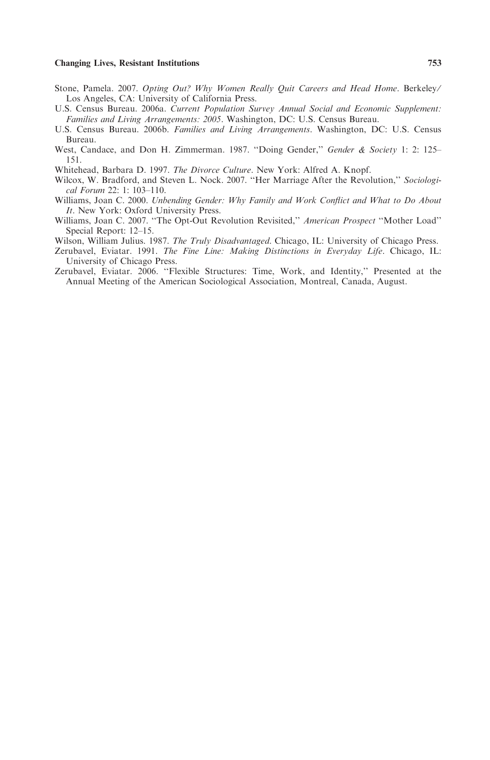Stone, Pamela. 2007. *Opting Out? Why Women Really Quit Careers and Head Home*. Berkeley/Los Angeles, CA: University of California Press.

U.S. Census Bureau. 2006a. *Current Population Survey Annual Social and Economic Supplement: Families and Living Arrangements: 2005*. Washington, DC: U.S. Census Bureau.

U.S. Census Bureau. 2006b. *Families and Living Arrangements*. Washington, DC: U.S. Census Bureau.

West, Candace, and Don H. Zimmerman. 1987. ''Doing Gender,'' *Gender & Society* 1: 2: 125–151.

Whitehead, Barbara D. 1997. *The Divorce Culture*. New York: Alfred A. Knopf.

Wilcox, W. Bradford, and Steven L. Nock. 2007. ''Her Marriage After the Revolution,'' *Sociological Forum* 22: 1: 103–110.

Williams, Joan C. 2000. *Unbending Gender: Why Family and Work Conflict and What to Do About It*. New York: Oxford University Press.

Williams, Joan C. 2007. ''The Opt-Out Revolution Revisited,'' *American Prospect* ''Mother Load'' Special Report: 12–15.

Wilson, William Julius. 1987. *The Truly Disadvantaged*. Chicago, IL: University of Chicago Press.

Zerubavel, Eviatar. 1991. *The Fine Line: Making Distinctions in Everyday Life*. Chicago, IL: University of Chicago Press.

Zerubavel, Eviatar. 2006. ''Flexible Structures: Time, Work, and Identity,'' Presented at the Annual Meeting of the American Sociological Association, Montreal, Canada, August.